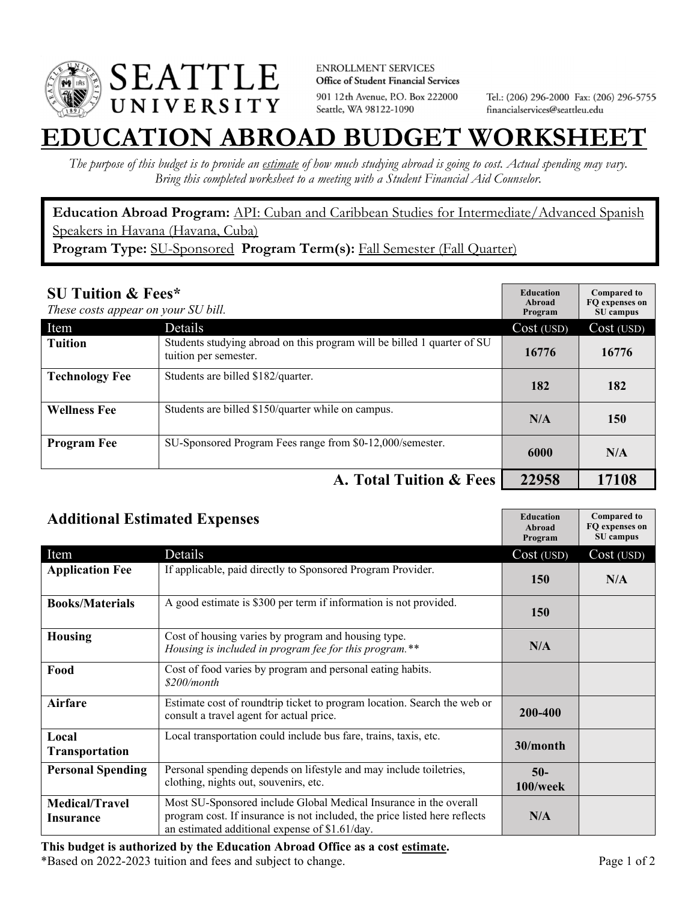ENROLLMENT SERVICES
**Office of Student Financial Services**
901 12th Avenue, P.O. Box 222000
Seattle, WA 98122-1090

Tel.: (206) 296-2000 Fax: (206) 296-5755
financialservices@seattleu.edu

# EDUCATION ABROAD BUDGET WORKSHEET

*The purpose of this budget is to provide an estimate of how much studying abroad is going to cost. Actual spending may vary. Bring this completed worksheet to a meeting with a Student Financial Aid Counselor.*

**Education Abroad Program:** API: Cuban and Caribbean Studies for Intermediate/Advanced Spanish Speakers in Havana (Havana, Cuba)
**Program Type:** SU-Sponsored **Program Term(s):** Fall Semester (Fall Quarter)

## SU Tuition & Fees*

*These costs appear on your SU bill.*

| Item | Details | Education Abroad Program Cost (USD) | Compared to FQ expenses on SU campus Cost (USD) |
|---|---|---|---|
| **Tuition** | Students studying abroad on this program will be billed 1 quarter of SU tuition per semester. | **16776** | **16776** |
| **Technology Fee** | Students are billed $182/quarter. | **182** | **182** |
| **Wellness Fee** | Students are billed $150/quarter while on campus. | **N/A** | **150** |
| **Program Fee** | SU-Sponsored Program Fees range from $0-12,000/semester. | **6000** | **N/A** |
| | **A. Total Tuition & Fees** | **22958** | **17108** |

## Additional Estimated Expenses

| Item | Details | Education Abroad Program Cost (USD) | Compared to FQ expenses on SU campus Cost (USD) |
|---|---|---|---|
| **Application Fee** | If applicable, paid directly to Sponsored Program Provider. | **150** | **N/A** |
| **Books/Materials** | A good estimate is $300 per term if information is not provided. | **150** | |
| **Housing** | Cost of housing varies by program and housing type. *Housing is included in program fee for this program.*** | **N/A** | |
| **Food** | Cost of food varies by program and personal eating habits. *$200/month* | | |
| **Airfare** | Estimate cost of roundtrip ticket to program location. Search the web or consult a travel agent for actual price. | **200-400** | |
| **Local Transportation** | Local transportation could include bus fare, trains, taxis, etc. | **30/month** | |
| **Personal Spending** | Personal spending depends on lifestyle and may include toiletries, clothing, nights out, souvenirs, etc. | **50-100/week** | |
| **Medical/Travel Insurance** | Most SU-Sponsored include Global Medical Insurance in the overall program cost. If insurance is not included, the price listed here reflects an estimated additional expense of $1.61/day. | **N/A** | |

**This budget is authorized by the Education Abroad Office as a cost estimate.**

*Based on 2022-2023 tuition and fees and subject to change.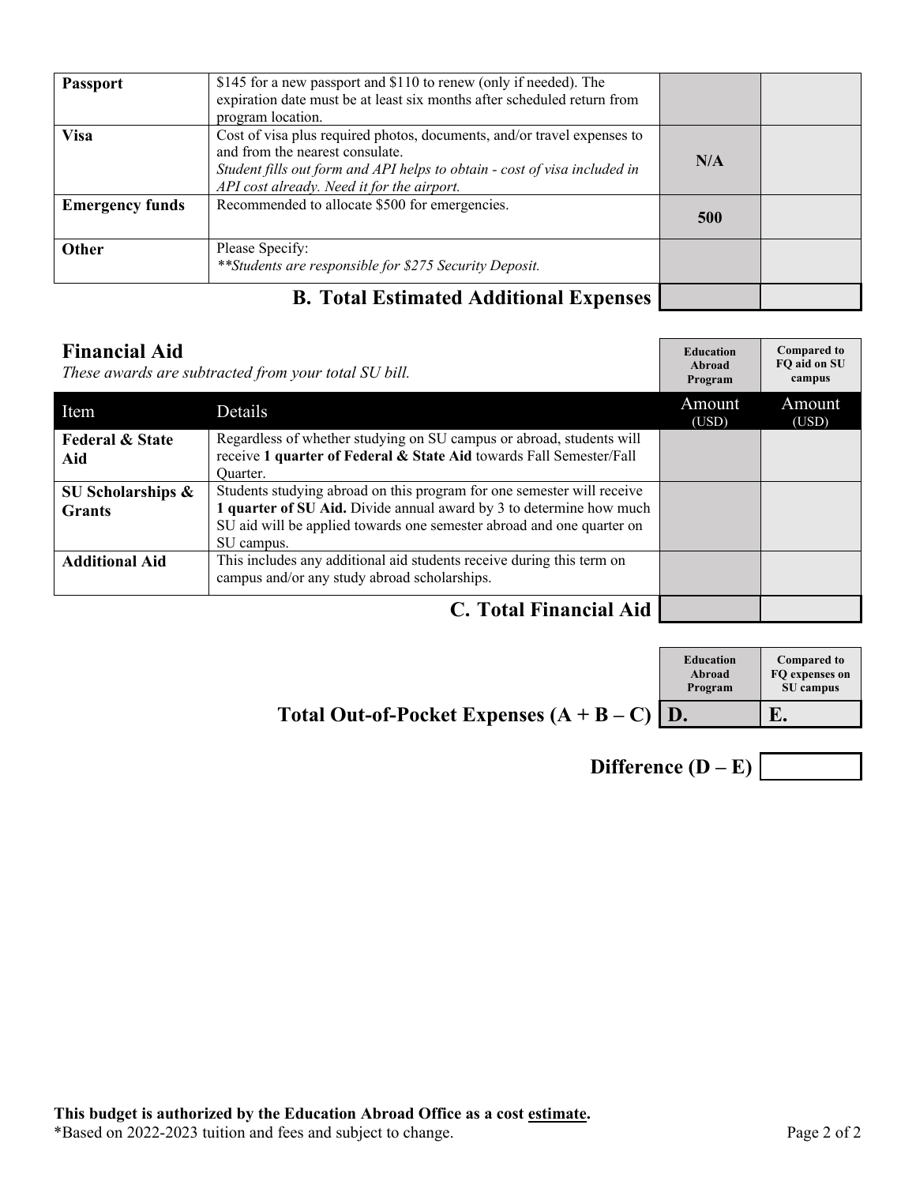| | | | |
|---|---|---|---|
| **Passport** | $145 for a new passport and $110 to renew (only if needed). The expiration date must be at least six months after scheduled return from program location. | | |
| **Visa** | Cost of visa plus required photos, documents, and/or travel expenses to and from the nearest consulate. *Student fills out form and API helps to obtain - cost of visa included in API cost already. Need it for the airport.* | **N/A** | |
| **Emergency funds** | Recommended to allocate $500 for emergencies. | **500** | |
| **Other** | Please Specify: *\*\*Students are responsible for $275 Security Deposit.* | | |
| | **B. Total Estimated Additional Expenses** | | |

## Financial Aid

*These awards are subtracted from your total SU bill.*

| Item | Details | Education Abroad Program Amount (USD) | Compared to FQ aid on SU campus Amount (USD) |
|---|---|---|---|
| **Federal & State Aid** | Regardless of whether studying on SU campus or abroad, students will receive **1 quarter of Federal & State Aid** towards Fall Semester/Fall Quarter. | | |
| **SU Scholarships & Grants** | Students studying abroad on this program for one semester will receive **1 quarter of SU Aid.** Divide annual award by 3 to determine how much SU aid will be applied towards one semester abroad and one quarter on SU campus. | | |
| **Additional Aid** | This includes any additional aid students receive during this term on campus and/or any study abroad scholarships. | | |
| | **C. Total Financial Aid** | | |

| | Education Abroad Program | Compared to FQ expenses on SU campus |
|---|---|---|
| **Total Out-of-Pocket Expenses (A + B – C)** | **D.** | **E.** |

| | |
|---|---|
| **Difference (D – E)** | |

**This budget is authorized by the Education Abroad Office as a cost estimate.**

*Based on 2022-2023 tuition and fees and subject to change.